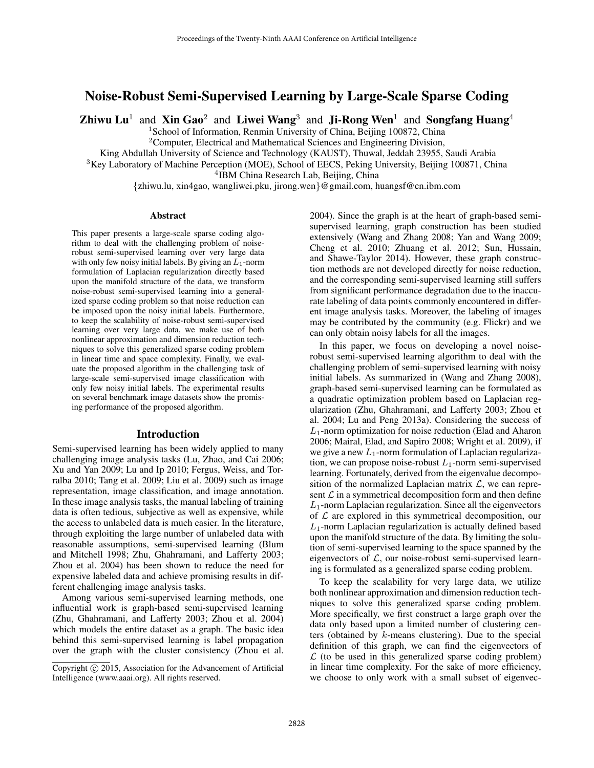# Noise-Robust Semi-Supervised Learning by Large-Scale Sparse Coding

**Zhiwu Lu**[1] and **Xin Gao**[2] and **Liwei Wang**[3] and **Ji-Rong Wen**[1] and **Songfang Huang**[4]

[1]School of Information, Renmin University of China, Beijing 100872, China

[2]Computer, Electrical and Mathematical Sciences and Engineering Division,
King Abdullah University of Science and Technology (KAUST), Thuwal, Jeddah 23955, Saudi Arabia

[3]Key Laboratory of Machine Perception (MOE), School of EECS, Peking University, Beijing 100871, China

[4]IBM China Research Lab, Beijing, China

{zhiwu.lu, xin4gao, wangliwei.pku, jirong.wen}@gmail.com, huangsf@cn.ibm.com

## Abstract

This paper presents a large-scale sparse coding algorithm to deal with the challenging problem of noise-robust semi-supervised learning over very large data with only few noisy initial labels. By giving an $L_1$-norm formulation of Laplacian regularization directly based upon the manifold structure of the data, we transform noise-robust semi-supervised learning into a generalized sparse coding problem so that noise reduction can be imposed upon the noisy initial labels. Furthermore, to keep the scalability of noise-robust semi-supervised learning over very large data, we make use of both nonlinear approximation and dimension reduction techniques to solve this generalized sparse coding problem in linear time and space complexity. Finally, we evaluate the proposed algorithm in the challenging task of large-scale semi-supervised image classification with only few noisy initial labels. The experimental results on several benchmark image datasets show the promising performance of the proposed algorithm.

## Introduction

Semi-supervised learning has been widely applied to many challenging image analysis tasks (Lu, Zhao, and Cai 2006; Xu and Yan 2009; Lu and Ip 2010; Fergus, Weiss, and Torralba 2010; Tang et al. 2009; Liu et al. 2009) such as image representation, image classification, and image annotation. In these image analysis tasks, the manual labeling of training data is often tedious, subjective as well as expensive, while the access to unlabeled data is much easier. In the literature, through exploiting the large number of unlabeled data with reasonable assumptions, semi-supervised learning (Blum and Mitchell 1998; Zhu, Ghahramani, and Lafferty 2003; Zhou et al. 2004) has been shown to reduce the need for expensive labeled data and achieve promising results in different challenging image analysis tasks.

Among various semi-supervised learning methods, one influential work is graph-based semi-supervised learning (Zhu, Ghahramani, and Lafferty 2003; Zhou et al. 2004) which models the entire dataset as a graph. The basic idea behind this semi-supervised learning is label propagation over the graph with the cluster consistency (Zhou et al. 2004). Since the graph is at the heart of graph-based semi-supervised learning, graph construction has been studied extensively (Wang and Zhang 2008; Yan and Wang 2009; Cheng et al. 2010; Zhuang et al. 2012; Sun, Hussain, and Shawe-Taylor 2014). However, these graph construction methods are not developed directly for noise reduction, and the corresponding semi-supervised learning still suffers from significant performance degradation due to the inaccurate labeling of data points commonly encountered in different image analysis tasks. Moreover, the labeling of images may be contributed by the community (e.g. Flickr) and we can only obtain noisy labels for all the images.

In this paper, we focus on developing a novel noise-robust semi-supervised learning algorithm to deal with the challenging problem of semi-supervised learning with noisy initial labels. As summarized in (Wang and Zhang 2008), graph-based semi-supervised learning can be formulated as a quadratic optimization problem based on Laplacian regularization (Zhu, Ghahramani, and Lafferty 2003; Zhou et al. 2004; Lu and Peng 2013a). Considering the success of $L_1$-norm optimization for noise reduction (Elad and Aharon 2006; Mairal, Elad, and Sapiro 2008; Wright et al. 2009), if we give a new $L_1$-norm formulation of Laplacian regularization, we can propose noise-robust $L_1$-norm semi-supervised learning. Fortunately, derived from the eigenvalue decomposition of the normalized Laplacian matrix $\mathcal{L}$, we can represent $\mathcal{L}$ in a symmetrical decomposition form and then define $L_1$-norm Laplacian regularization. Since all the eigenvectors of $\mathcal{L}$ are explored in this symmetrical decomposition, our $L_1$-norm Laplacian regularization is actually defined based upon the manifold structure of the data. By limiting the solution of semi-supervised learning to the space spanned by the eigenvectors of $\mathcal{L}$, our noise-robust semi-supervised learning is formulated as a generalized sparse coding problem.

To keep the scalability for very large data, we utilize both nonlinear approximation and dimension reduction techniques to solve this generalized sparse coding problem. More specifically, we first construct a large graph over the data only based upon a limited number of clustering centers (obtained by $k$-means clustering). Due to the special definition of this graph, we can find the eigenvectors of $\mathcal{L}$ (to be used in this generalized sparse coding problem) in linear time complexity. For the sake of more efficiency, we choose to only work with a small subset of eigenvec-

Copyright © 2015, Association for the Advancement of Artificial Intelligence (www.aaai.org). All rights reserved.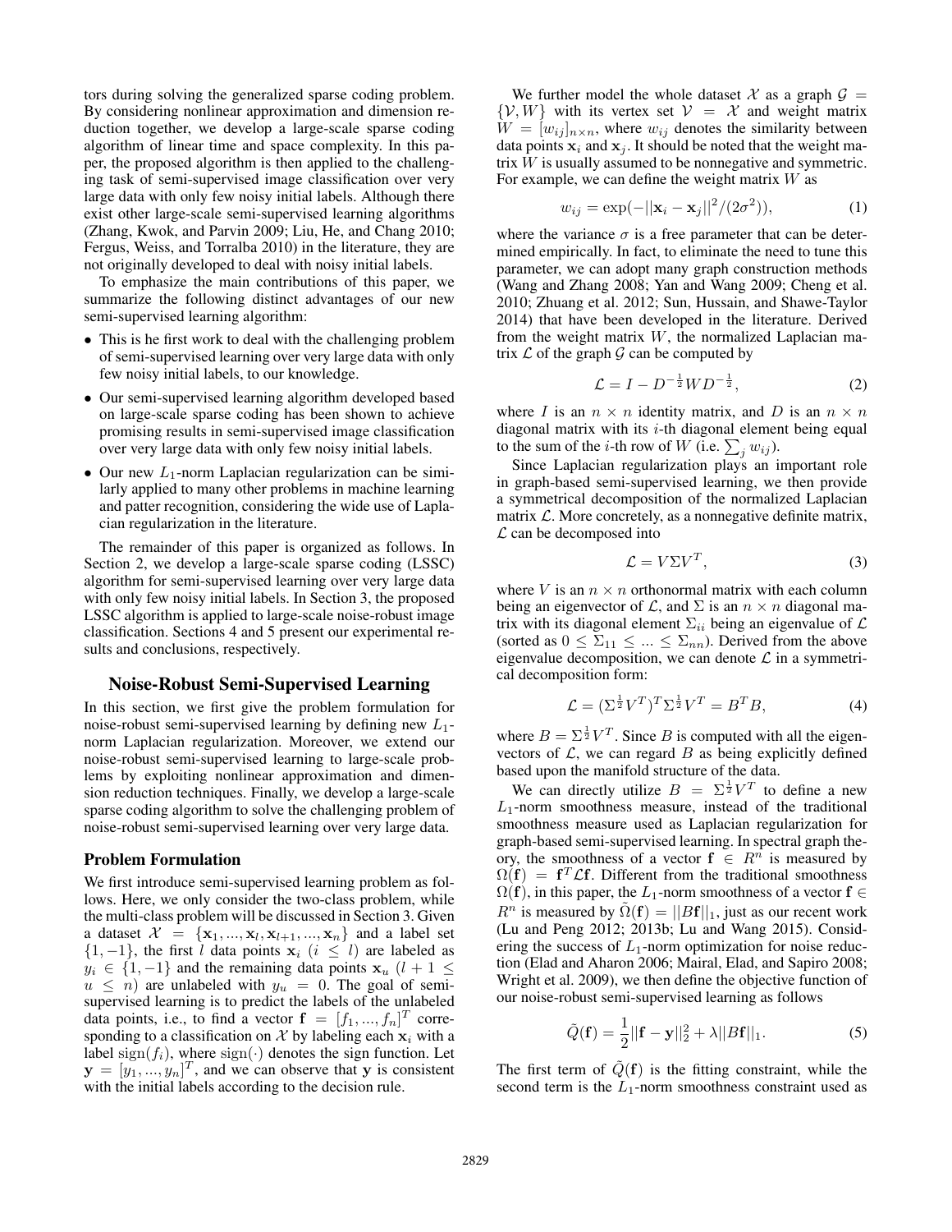tors during solving the generalized sparse coding problem. By considering nonlinear approximation and dimension reduction together, we develop a large-scale sparse coding algorithm of linear time and space complexity. In this paper, the proposed algorithm is then applied to the challenging task of semi-supervised image classification over very large data with only few noisy initial labels. Although there exist other large-scale semi-supervised learning algorithms (Zhang, Kwok, and Parvin 2009; Liu, He, and Chang 2010; Fergus, Weiss, and Torralba 2010) in the literature, they are not originally developed to deal with noisy initial labels.

To emphasize the main contributions of this paper, we summarize the following distinct advantages of our new semi-supervised learning algorithm:

- This is he first work to deal with the challenging problem of semi-supervised learning over very large data with only few noisy initial labels, to our knowledge.
- Our semi-supervised learning algorithm developed based on large-scale sparse coding has been shown to achieve promising results in semi-supervised image classification over very large data with only few noisy initial labels.
- Our new $L_1$-norm Laplacian regularization can be similarly applied to many other problems in machine learning and patter recognition, considering the wide use of Laplacian regularization in the literature.

The remainder of this paper is organized as follows. In Section 2, we develop a large-scale sparse coding (LSSC) algorithm for semi-supervised learning over very large data with only few noisy initial labels. In Section 3, the proposed LSSC algorithm is applied to large-scale noise-robust image classification. Sections 4 and 5 present our experimental results and conclusions, respectively.

## Noise-Robust Semi-Supervised Learning

In this section, we first give the problem formulation for noise-robust semi-supervised learning by defining new $L_1$-norm Laplacian regularization. Moreover, we extend our noise-robust semi-supervised learning to large-scale problems by exploiting nonlinear approximation and dimension reduction techniques. Finally, we develop a large-scale sparse coding algorithm to solve the challenging problem of noise-robust semi-supervised learning over very large data.

### Problem Formulation

We first introduce semi-supervised learning problem as follows. Here, we only consider the two-class problem, while the multi-class problem will be discussed in Section 3. Given a dataset $\mathcal{X} = \{\mathbf{x}_1, ..., \mathbf{x}_l, \mathbf{x}_{l+1}, ..., \mathbf{x}_n\}$ and a label set $\{1, -1\}$, the first $l$ data points $\mathbf{x}_i$ ($i \leq l$) are labeled as $y_i \in \{1, -1\}$ and the remaining data points $\mathbf{x}_u$ ($l+1 \leq u \leq n$) are unlabeled with $y_u = 0$. The goal of semi-supervised learning is to predict the labels of the unlabeled data points, i.e., to find a vector $\mathbf{f} = [f_1, ..., f_n]^T$ corresponding to a classification on $\mathcal{X}$ by labeling each $\mathbf{x}_i$ with a label $\mathrm{sign}(f_i)$, where $\mathrm{sign}(\cdot)$ denotes the sign function. Let $\mathbf{y} = [y_1, ..., y_n]^T$, and we can observe that $\mathbf{y}$ is consistent with the initial labels according to the decision rule.

We further model the whole dataset $\mathcal{X}$ as a graph $\mathcal{G} = \{\mathcal{V}, W\}$ with its vertex set $\mathcal{V} = \mathcal{X}$ and weight matrix $W = [w_{ij}]_{n \times n}$, where $w_{ij}$ denotes the similarity between data points $\mathbf{x}_i$ and $\mathbf{x}_j$. It should be noted that the weight matrix $W$ is usually assumed to be nonnegative and symmetric. For example, we can define the weight matrix $W$ as

$$w_{ij} = \exp(-||\mathbf{x}_i - \mathbf{x}_j||^2/(2\sigma^2)), \tag{1}$$

where the variance $\sigma$ is a free parameter that can be determined empirically. In fact, to eliminate the need to tune this parameter, we can adopt many graph construction methods (Wang and Zhang 2008; Yan and Wang 2009; Cheng et al. 2010; Zhuang et al. 2012; Sun, Hussain, and Shawe-Taylor 2014) that have been developed in the literature. Derived from the weight matrix $W$, the normalized Laplacian matrix $\mathcal{L}$ of the graph $\mathcal{G}$ can be computed by

$$\mathcal{L} = I - D^{-\frac{1}{2}} W D^{-\frac{1}{2}}, \tag{2}$$

where $I$ is an $n \times n$ identity matrix, and $D$ is an $n \times n$ diagonal matrix with its $i$-th diagonal element being equal to the sum of the $i$-th row of $W$ (i.e. $\sum_j w_{ij}$).

Since Laplacian regularization plays an important role in graph-based semi-supervised learning, we then provide a symmetrical decomposition of the normalized Laplacian matrix $\mathcal{L}$. More concretely, as a nonnegative definite matrix, $\mathcal{L}$ can be decomposed into

$$\mathcal{L} = V \Sigma V^T, \tag{3}$$

where $V$ is an $n \times n$ orthonormal matrix with each column being an eigenvector of $\mathcal{L}$, and $\Sigma$ is an $n \times n$ diagonal matrix with its diagonal element $\Sigma_{ii}$ being an eigenvalue of $\mathcal{L}$ (sorted as $0 \leq \Sigma_{11} \leq ... \leq \Sigma_{nn}$). Derived from the above eigenvalue decomposition, we can denote $\mathcal{L}$ in a symmetrical decomposition form:

$$\mathcal{L} = (\Sigma^{\frac{1}{2}} V^T)^T \Sigma^{\frac{1}{2}} V^T = B^T B, \tag{4}$$

where $B = \Sigma^{\frac{1}{2}} V^T$. Since $B$ is computed with all the eigenvectors of $\mathcal{L}$, we can regard $B$ as being explicitly defined based upon the manifold structure of the data.

We can directly utilize $B = \Sigma^{\frac{1}{2}} V^T$ to define a new $L_1$-norm smoothness measure, instead of the traditional smoothness measure used as Laplacian regularization for graph-based semi-supervised learning. In spectral graph theory, the smoothness of a vector $\mathbf{f} \in R^n$ is measured by $\Omega(\mathbf{f}) = \mathbf{f}^T \mathcal{L} \mathbf{f}$. Different from the traditional smoothness $\Omega(\mathbf{f})$, in this paper, the $L_1$-norm smoothness of a vector $\mathbf{f} \in R^n$ is measured by $\tilde{\Omega}(\mathbf{f}) = ||B\mathbf{f}||_1$, just as our recent work (Lu and Peng 2012; 2013b; Lu and Wang 2015). Considering the success of $L_1$-norm optimization for noise reduction (Elad and Aharon 2006; Mairal, Elad, and Sapiro 2008; Wright et al. 2009), we then define the objective function of our noise-robust semi-supervised learning as follows

$$\tilde{Q}(\mathbf{f}) = \frac{1}{2}||\mathbf{f} - \mathbf{y}||_2^2 + \lambda ||B\mathbf{f}||_1. \tag{5}$$

The first term of $\tilde{Q}(\mathbf{f})$ is the fitting constraint, while the second term is the $L_1$-norm smoothness constraint used as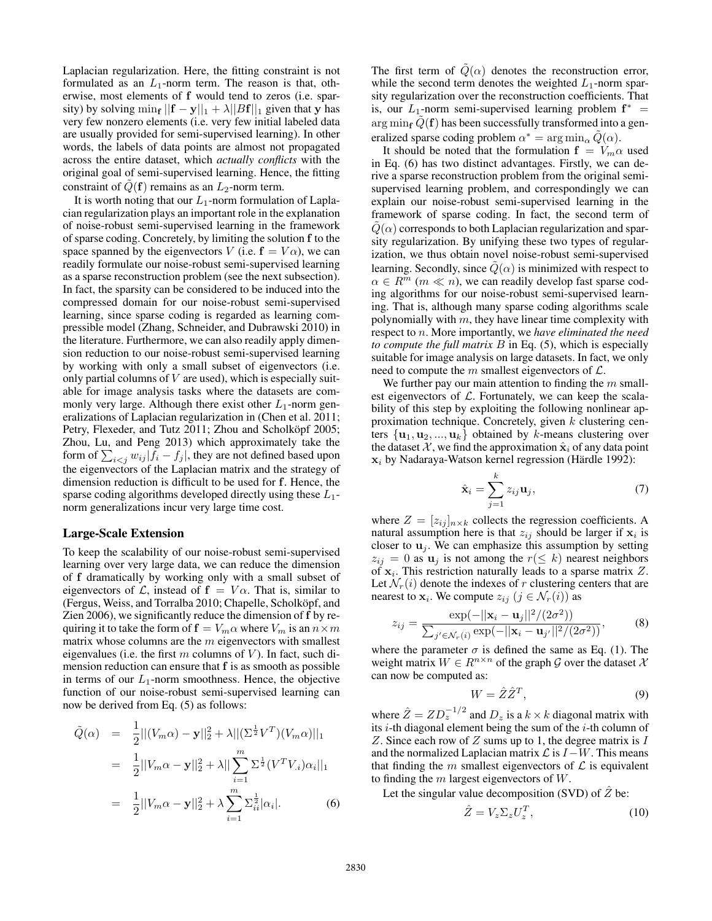Laplacian regularization. Here, the fitting constraint is not formulated as an $L_1$-norm term. The reason is that, otherwise, most elements of $\mathbf{f}$ would tend to zeros (i.e. sparsity) by solving $\min_{\mathbf{f}} ||\mathbf{f} - \mathbf{y}||_1 + \lambda||B\mathbf{f}||_1$ given that $\mathbf{y}$ has very few nonzero elements (i.e. very few initial labeled data are usually provided for semi-supervised learning). In other words, the labels of data points are almost not propagated across the entire dataset, which *actually conflicts* with the original goal of semi-supervised learning. Hence, the fitting constraint of $\tilde{Q}(\mathbf{f})$ remains as an $L_2$-norm term.

It is worth noting that our $L_1$-norm formulation of Laplacian regularization plays an important role in the explanation of noise-robust semi-supervised learning in the framework of sparse coding. Concretely, by limiting the solution $\mathbf{f}$ to the space spanned by the eigenvectors $V$ (i.e. $\mathbf{f} = V\alpha$), we can readily formulate our noise-robust semi-supervised learning as a sparse reconstruction problem (see the next subsection). In fact, the sparsity can be considered to be induced into the compressed domain for our noise-robust semi-supervised learning, since sparse coding is regarded as learning compressible model (Zhang, Schneider, and Dubrawski 2010) in the literature. Furthermore, we can also readily apply dimension reduction to our noise-robust semi-supervised learning by working with only a small subset of eigenvectors (i.e. only partial columns of $V$ are used), which is especially suitable for image analysis tasks where the datasets are commonly very large. Although there exist other $L_1$-norm generalizations of Laplacian regularization in (Chen et al. 2011; Petry, Flexeder, and Tutz 2011; Zhou and Schölkopf 2005; Zhou, Lu, and Peng 2013) which approximately take the form of $\sum_{i<j} w_{ij}|f_i - f_j|$, they are not defined based upon the eigenvectors of the Laplacian matrix and the strategy of dimension reduction is difficult to be used for $\mathbf{f}$. Hence, the sparse coding algorithms developed directly using these $L_1$-norm generalizations incur very large time cost.

## Large-Scale Extension

To keep the scalability of our noise-robust semi-supervised learning over very large data, we can reduce the dimension of $\mathbf{f}$ dramatically by working only with a small subset of eigenvectors of $\mathcal{L}$. That is, instead of $\mathbf{f} = V\alpha$, similar to (Fergus, Weiss, and Torralba 2010; Chapelle, Schölkopf, and Zien 2006), we significantly reduce the dimension of $\mathbf{f}$ by requiring it to take the form of $\mathbf{f} = V_m\alpha$ where $V_m$ is an $n \times m$ matrix whose columns are the $m$ eigenvectors with smallest eigenvalues (i.e. the first $m$ columns of $V$). In fact, such dimension reduction can ensure that $\mathbf{f}$ is as smooth as possible in terms of our $L_1$-norm smoothness. Hence, the objective function of our noise-robust semi-supervised learning can now be derived from Eq. (5) as follows:

$$
\begin{aligned}
\tilde{Q}(\alpha) &= \frac{1}{2}||(V_m\alpha) - \mathbf{y}||_2^2 + \lambda||(\Sigma^{\frac{1}{2}}V^T)(V_m\alpha)||_1 \\
&= \frac{1}{2}||V_m\alpha - \mathbf{y}||_2^2 + \lambda||\sum_{i=1}^{m} \Sigma^{\frac{1}{2}}(V^T V_{.i})\alpha_i||_1 \\
&= \frac{1}{2}||V_m\alpha - \mathbf{y}||_2^2 + \lambda\sum_{i=1}^{m} \Sigma_{ii}^{\frac{1}{2}}|\alpha_i|. \qquad (6)
\end{aligned}
$$

The first term of $\tilde{Q}(\alpha)$ denotes the reconstruction error, while the second term denotes the weighted $L_1$-norm sparsity regularization over the reconstruction coefficients. That is, our $L_1$-norm semi-supervised learning problem $\mathbf{f}^* = \arg\min_{\mathbf{f}} \tilde{Q}(\mathbf{f})$ has been successfully transformed into a generalized sparse coding problem $\alpha^* = \arg\min_\alpha \tilde{Q}(\alpha)$.

It should be noted that the formulation $\mathbf{f} = V_m\alpha$ used in Eq. (6) has two distinct advantages. Firstly, we can derive a sparse reconstruction problem from the original semi-supervised learning problem, and correspondingly we can explain our noise-robust semi-supervised learning in the framework of sparse coding. In fact, the second term of $\tilde{Q}(\alpha)$ corresponds to both Laplacian regularization and sparsity regularization. By unifying these two types of regularization, we thus obtain novel noise-robust semi-supervised learning. Secondly, since $\tilde{Q}(\alpha)$ is minimized with respect to $\alpha \in R^m$ ($m \ll n$), we can readily develop fast sparse coding algorithms for our noise-robust semi-supervised learning. That is, although many sparse coding algorithms scale polynomially with $m$, they have linear time complexity with respect to $n$. More importantly, we *have eliminated the need to compute the full matrix* $B$ *in Eq. (5)*, which is especially suitable for image analysis on large datasets. In fact, we only need to compute the $m$ smallest eigenvectors of $\mathcal{L}$.

We further pay our main attention to finding the $m$ smallest eigenvectors of $\mathcal{L}$. Fortunately, we can keep the scalability of this step by exploiting the following nonlinear approximation technique. Concretely, given $k$ clustering centers $\{\mathbf{u}_1, \mathbf{u}_2, ..., \mathbf{u}_k\}$ obtained by $k$-means clustering over the dataset $\mathcal{X}$, we find the approximation $\hat{\mathbf{x}}_i$ of any data point $\mathbf{x}_i$ by Nadaraya-Watson kernel regression (Härdle 1992):

$$
\hat{\mathbf{x}}_i = \sum_{j=1}^{k} z_{ij}\mathbf{u}_j, \qquad (7)
$$

where $Z = [z_{ij}]_{n \times k}$ collects the regression coefficients. A natural assumption here is that $z_{ij}$ should be larger if $\mathbf{x}_i$ is closer to $\mathbf{u}_j$. We can emphasize this assumption by setting $z_{ij} = 0$ as $\mathbf{u}_j$ is not among the $r(\leq k)$ nearest neighbors of $\mathbf{x}_i$. This restriction naturally leads to a sparse matrix $Z$. Let $\mathcal{N}_r(i)$ denote the indexes of $r$ clustering centers that are nearest to $\mathbf{x}_i$. We compute $z_{ij}$ ($j \in \mathcal{N}_r(i)$) as

$$
z_{ij} = \frac{\exp(-||\mathbf{x}_i - \mathbf{u}_j||^2/(2\sigma^2))}{\sum_{j' \in \mathcal{N}_r(i)} \exp(-||\mathbf{x}_i - \mathbf{u}_{j'}||^2/(2\sigma^2))}, \qquad (8)
$$

where the parameter $\sigma$ is defined the same as Eq. (1). The weight matrix $W \in R^{n \times n}$ of the graph $\mathcal{G}$ over the dataset $\mathcal{X}$ can now be computed as:

$$
W = \hat{Z}\hat{Z}^T, \qquad (9)
$$

where $\hat{Z} = ZD_z^{-1/2}$ and $D_z$ is a $k \times k$ diagonal matrix with its $i$-th diagonal element being the sum of the $i$-th column of $Z$. Since each row of $Z$ sums up to 1, the degree matrix is $I$ and the normalized Laplacian matrix $\mathcal{L}$ is $I - W$. This means that finding the $m$ smallest eigenvectors of $\mathcal{L}$ is equivalent to finding the $m$ largest eigenvectors of $W$.

Let the singular value decomposition (SVD) of $\hat{Z}$ be:

$$
\hat{Z} = V_z\Sigma_z U_z^T, \qquad (10)
$$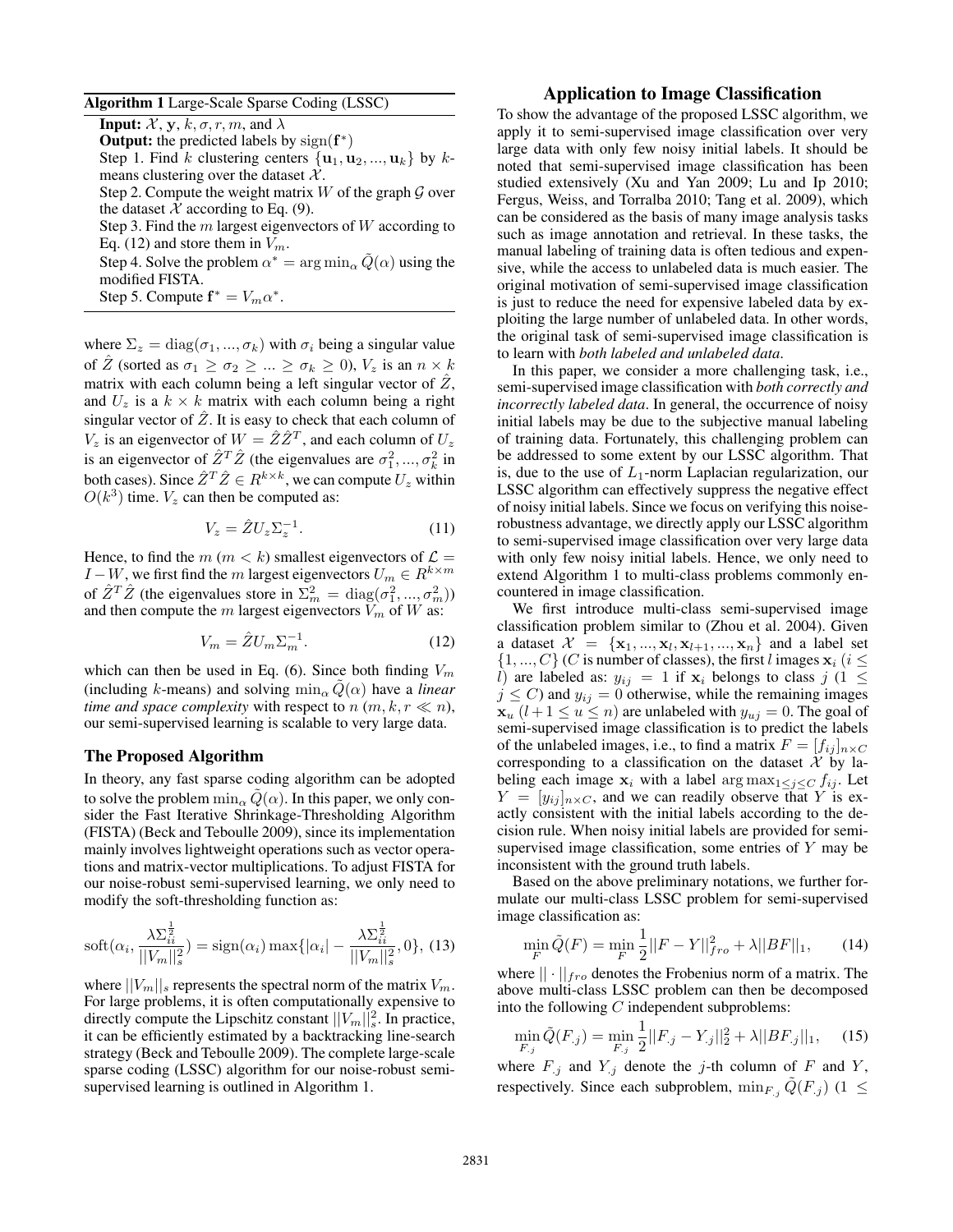**Algorithm 1** Large-Scale Sparse Coding (LSSC)

**Input:** $\mathcal{X}$, $\mathbf{y}$, $k, \sigma, r, m$, and $\lambda$

**Output:** the predicted labels by $\mathrm{sign}(\mathbf{f}^*)$

Step 1. Find $k$ clustering centers $\{\mathbf{u}_1, \mathbf{u}_2, ..., \mathbf{u}_k\}$ by $k$-means clustering over the dataset $\mathcal{X}$.

Step 2. Compute the weight matrix $W$ of the graph $\mathcal{G}$ over the dataset $\mathcal{X}$ according to Eq. (9).

Step 3. Find the $m$ largest eigenvectors of $W$ according to Eq. (12) and store them in $V_m$.

Step 4. Solve the problem $\alpha^* = \arg\min_\alpha \tilde{Q}(\alpha)$ using the modified FISTA.

Step 5. Compute $\mathbf{f}^* = V_m \alpha^*$.

where $\Sigma_z = \mathrm{diag}(\sigma_1, ..., \sigma_k)$ with $\sigma_i$ being a singular value of $\hat{Z}$ (sorted as $\sigma_1 \geq \sigma_2 \geq ... \geq \sigma_k \geq 0$), $V_z$ is an $n \times k$ matrix with each column being a left singular vector of $\hat{Z}$, and $U_z$ is a $k \times k$ matrix with each column being a right singular vector of $\hat{Z}$. It is easy to check that each column of $V_z$ is an eigenvector of $W = \hat{Z}\hat{Z}^T$, and each column of $U_z$ is an eigenvector of $\hat{Z}^T\hat{Z}$ (the eigenvalues are $\sigma_1^2, ..., \sigma_k^2$ in both cases). Since $\hat{Z}^T\hat{Z} \in R^{k \times k}$, we can compute $U_z$ within $O(k^3)$ time. $V_z$ can then be computed as:

$$V_z = \hat{Z} U_z \Sigma_z^{-1}. \tag{11}$$

Hence, to find the $m$ $(m < k)$ smallest eigenvectors of $\mathcal{L} = I - W$, we first find the $m$ largest eigenvectors $U_m \in R^{k \times m}$ of $\hat{Z}^T\hat{Z}$ (the eigenvalues store in $\Sigma_m^2 = \mathrm{diag}(\sigma_1^2, ..., \sigma_m^2)$) and then compute the $m$ largest eigenvectors $V_m$ of $W$ as:

$$V_m = \hat{Z} U_m \Sigma_m^{-1}. \tag{12}$$

which can then be used in Eq. (6). Since both finding $V_m$ (including $k$-means) and solving $\min_\alpha \tilde{Q}(\alpha)$ have a *linear time and space complexity* with respect to $n$ $(m, k, r \ll n)$, our semi-supervised learning is scalable to very large data.

## The Proposed Algorithm

In theory, any fast sparse coding algorithm can be adopted to solve the problem $\min_\alpha \tilde{Q}(\alpha)$. In this paper, we only consider the Fast Iterative Shrinkage-Thresholding Algorithm (FISTA) (Beck and Teboulle 2009), since its implementation mainly involves lightweight operations such as vector operations and matrix-vector multiplications. To adjust FISTA for our noise-robust semi-supervised learning, we only need to modify the soft-thresholding function as:

$$\mathrm{soft}(\alpha_i, \frac{\lambda \Sigma_{ii}^{\frac{1}{2}}}{||V_m||_s^2}) = \mathrm{sign}(\alpha_i) \max\{|\alpha_i| - \frac{\lambda \Sigma_{ii}^{\frac{1}{2}}}{||V_m||_s^2}, 0\}, \tag{13}$$

where $||V_m||_s$ represents the spectral norm of the matrix $V_m$. For large problems, it is often computationally expensive to directly compute the Lipschitz constant $||V_m||_s^2$. In practice, it can be efficiently estimated by a backtracking line-search strategy (Beck and Teboulle 2009). The complete large-scale sparse coding (LSSC) algorithm for our noise-robust semi-supervised learning is outlined in Algorithm 1.

# Application to Image Classification

To show the advantage of the proposed LSSC algorithm, we apply it to semi-supervised image classification over very large data with only few noisy initial labels. It should be noted that semi-supervised image classification has been studied extensively (Xu and Yan 2009; Lu and Ip 2010; Fergus, Weiss, and Torralba 2010; Tang et al. 2009), which can be considered as the basis of many image analysis tasks such as image annotation and retrieval. In these tasks, the manual labeling of training data is often tedious and expensive, while the access to unlabeled data is much easier. The original motivation of semi-supervised image classification is just to reduce the need for expensive labeled data by exploiting the large number of unlabeled data. In other words, the original task of semi-supervised image classification is to learn with *both labeled and unlabeled data*.

In this paper, we consider a more challenging task, i.e., semi-supervised image classification with *both correctly and incorrectly labeled data*. In general, the occurrence of noisy initial labels may be due to the subjective manual labeling of training data. Fortunately, this challenging problem can be addressed to some extent by our LSSC algorithm. That is, due to the use of $L_1$-norm Laplacian regularization, our LSSC algorithm can effectively suppress the negative effect of noisy initial labels. Since we focus on verifying this noise-robustness advantage, we directly apply our LSSC algorithm to semi-supervised image classification over very large data with only few noisy initial labels. Hence, we only need to extend Algorithm 1 to multi-class problems commonly encountered in image classification.

We first introduce multi-class semi-supervised image classification problem similar to (Zhou et al. 2004). Given a dataset $\mathcal{X} = \{\mathbf{x}_1, ..., \mathbf{x}_l, \mathbf{x}_{l+1}, ..., \mathbf{x}_n\}$ and a label set $\{1, ..., C\}$ ($C$ is number of classes), the first $l$ images $\mathbf{x}_i$ $(i \leq l)$ are labeled as: $y_{ij} = 1$ if $\mathbf{x}_i$ belongs to class $j$ $(1 \leq j \leq C)$ and $y_{ij} = 0$ otherwise, while the remaining images $\mathbf{x}_u$ $(l+1 \leq u \leq n)$ are unlabeled with $y_{uj} = 0$. The goal of semi-supervised image classification is to predict the labels of the unlabeled images, i.e., to find a matrix $F = [f_{ij}]_{n \times C}$ corresponding to a classification on the dataset $\mathcal{X}$ by labeling each image $\mathbf{x}_i$ with a label $\arg\max_{1 \leq j \leq C} f_{ij}$. Let $Y = [y_{ij}]_{n \times C}$, and we can readily observe that $Y$ is exactly consistent with the initial labels according to the decision rule. When noisy initial labels are provided for semi-supervised image classification, some entries of $Y$ may be inconsistent with the ground truth labels.

Based on the above preliminary notations, we further formulate our multi-class LSSC problem for semi-supervised image classification as:

$$\min_F \tilde{Q}(F) = \min_F \frac{1}{2}||F - Y||_{fro}^2 + \lambda ||BF||_1, \tag{14}$$

where $||\cdot||_{fro}$ denotes the Frobenius norm of a matrix. The above multi-class LSSC problem can then be decomposed into the following $C$ independent subproblems:

$$\min_{F_{.j}} \tilde{Q}(F_{.j}) = \min_{F_{.j}} \frac{1}{2}||F_{.j} - Y_{.j}||_2^2 + \lambda ||BF_{.j}||_1, \tag{15}$$

where $F_{.j}$ and $Y_{.j}$ denote the $j$-th column of $F$ and $Y$, respectively. Since each subproblem, $\min_{F_{.j}} \tilde{Q}(F_{.j})$ $(1 \leq$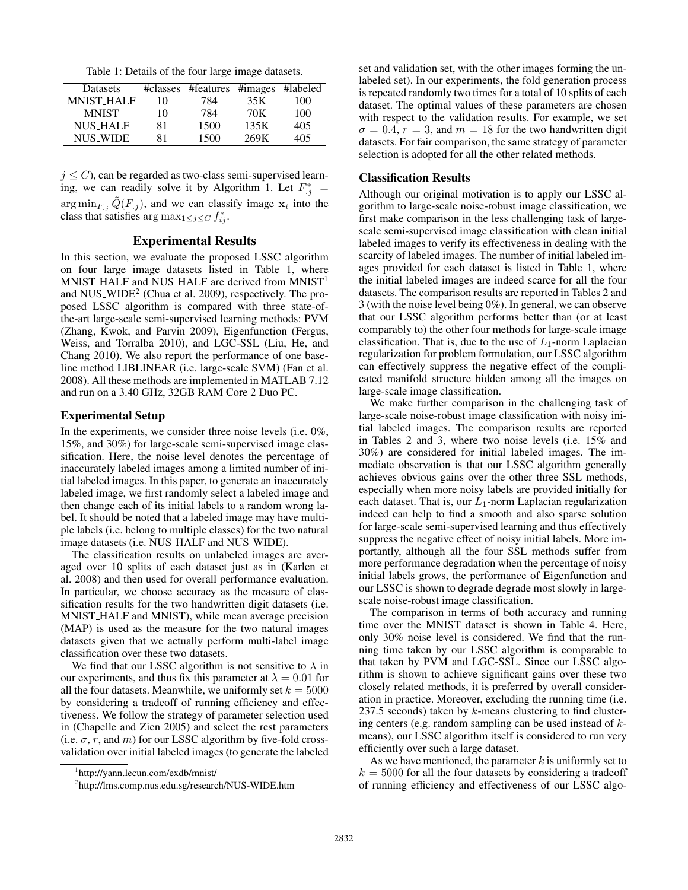Table 1: Details of the four large image datasets.

| Datasets | #classes | #features | #images | #labeled |
|---|---|---|---|---|
| MNIST_HALF | 10 | 784 | 35K | 100 |
| MNIST | 10 | 784 | 70K | 100 |
| NUS_HALF | 81 | 1500 | 135K | 405 |
| NUS_WIDE | 81 | 1500 | 269K | 405 |

$j \leq C$), can be regarded as two-class semi-supervised learning, we can readily solve it by Algorithm 1. Let $F^*_{.j} = \arg\min_{F_{.j}} \tilde{Q}(F_{.j})$, and we can classify image $\mathbf{x}_i$ into the class that satisfies $\arg\max_{1 \leq j \leq C} f^*_{ij}$.

## Experimental Results

In this section, we evaluate the proposed LSSC algorithm on four large image datasets listed in Table 1, where MNIST_HALF and NUS_HALF are derived from MNIST[1] and NUS_WIDE[2] (Chua et al. 2009), respectively. The proposed LSSC algorithm is compared with three state-of-the-art large-scale semi-supervised learning methods: PVM (Zhang, Kwok, and Parvin 2009), Eigenfunction (Fergus, Weiss, and Torralba 2010), and LGC-SSL (Liu, He, and Chang 2010). We also report the performance of one baseline method LIBLINEAR (i.e. large-scale SVM) (Fan et al. 2008). All these methods are implemented in MATLAB 7.12 and run on a 3.40 GHz, 32GB RAM Core 2 Duo PC.

### Experimental Setup

In the experiments, we consider three noise levels (i.e. 0%, 15%, and 30%) for large-scale semi-supervised image classification. Here, the noise level denotes the percentage of inaccurately labeled images among a limited number of initial labeled images. In this paper, to generate an inaccurately labeled image, we first randomly select a labeled image and then change each of its initial labels to a random wrong label. It should be noted that a labeled image may have multiple labels (i.e. belong to multiple classes) for the two natural image datasets (i.e. NUS_HALF and NUS_WIDE).

The classification results on unlabeled images are averaged over 10 splits of each dataset just as in (Karlen et al. 2008) and then used for overall performance evaluation. In particular, we choose accuracy as the measure of classification results for the two handwritten digit datasets (i.e. MNIST_HALF and MNIST), while mean average precision (MAP) is used as the measure for the two natural images datasets given that we actually perform multi-label image classification over these two datasets.

We find that our LSSC algorithm is not sensitive to $\lambda$ in our experiments, and thus fix this parameter at $\lambda = 0.01$ for all the four datasets. Meanwhile, we uniformly set $k = 5000$ by considering a tradeoff of running efficiency and effectiveness. We follow the strategy of parameter selection used in (Chapelle and Zien 2005) and select the rest parameters (i.e. $\sigma$, $r$, and $m$) for our LSSC algorithm by five-fold cross-validation over initial labeled images (to generate the labeled set and validation set, with the other images forming the unlabeled set). In our experiments, the fold generation process is repeated randomly two times for a total of 10 splits of each dataset. The optimal values of these parameters are chosen with respect to the validation results. For example, we set $\sigma = 0.4$, $r = 3$, and $m = 18$ for the two handwritten digit datasets. For fair comparison, the same strategy of parameter selection is adopted for all the other related methods.

[1] http://yann.lecun.com/exdb/mnist/

[2] http://lms.comp.nus.edu.sg/research/NUS-WIDE.htm

### Classification Results

Although our original motivation is to apply our LSSC algorithm to large-scale noise-robust image classification, we first make comparison in the less challenging task of large-scale semi-supervised image classification with clean initial labeled images to verify its effectiveness in dealing with the scarcity of labeled images. The number of initial labeled images provided for each dataset is listed in Table 1, where the initial labeled images are indeed scarce for all the four datasets. The comparison results are reported in Tables 2 and 3 (with the noise level being 0%). In general, we can observe that our LSSC algorithm performs better than (or at least comparably to) the other four methods for large-scale image classification. That is, due to the use of $L_1$-norm Laplacian regularization for problem formulation, our LSSC algorithm can effectively suppress the negative effect of the complicated manifold structure hidden among all the images on large-scale image classification.

We make further comparison in the challenging task of large-scale noise-robust image classification with noisy initial labeled images. The comparison results are reported in Tables 2 and 3, where two noise levels (i.e. 15% and 30%) are considered for initial labeled images. The immediate observation is that our LSSC algorithm generally achieves obvious gains over the other three SSL methods, especially when more noisy labels are provided initially for each dataset. That is, our $L_1$-norm Laplacian regularization indeed can help to find a smooth and also sparse solution for large-scale semi-supervised learning and thus effectively suppress the negative effect of noisy initial labels. More importantly, although all the four SSL methods suffer from more performance degradation when the percentage of noisy initial labels grows, the performance of Eigenfunction and our LSSC is shown to degrade degrade most slowly in large-scale noise-robust image classification.

The comparison in terms of both accuracy and running time over the MNIST dataset is shown in Table 4. Here, only 30% noise level is considered. We find that the running time taken by our LSSC algorithm is comparable to that taken by PVM and LGC-SSL. Since our LSSC algorithm is shown to achieve significant gains over these two closely related methods, it is preferred by overall consideration in practice. Moreover, excluding the running time (i.e. 237.5 seconds) taken by $k$-means clustering to find clustering centers (e.g. random sampling can be used instead of $k$-means), our LSSC algorithm itself is considered to run very efficiently over such a large dataset.

As we have mentioned, the parameter $k$ is uniformly set to $k = 5000$ for all the four datasets by considering a tradeoff of running efficiency and effectiveness of our LSSC algo-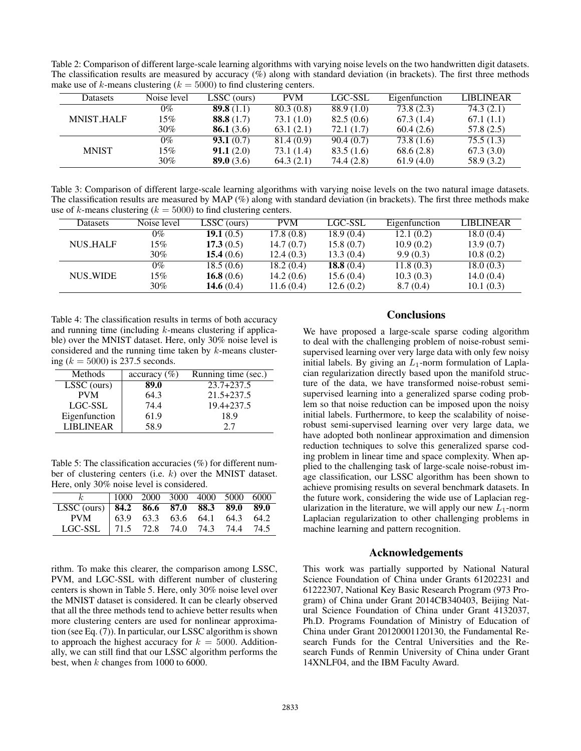Table 2: Comparison of different large-scale learning algorithms with varying noise levels on the two handwritten digit datasets. The classification results are measured by accuracy (%) along with standard deviation (in brackets). The first three methods make use of $k$-means clustering ($k = 5000$) to find clustering centers.

| Datasets | Noise level | LSSC (ours) | PVM | LGC-SSL | Eigenfunction | LIBLINEAR |
|---|---|---|---|---|---|---|
| MNIST_HALF | 0% | **89.8** (1.1) | 80.3 (0.8) | 88.9 (1.0) | 73.8 (2.3) | 74.3 (2.1) |
| | 15% | **88.8** (1.7) | 73.1 (1.0) | 82.5 (0.6) | 67.3 (1.4) | 67.1 (1.1) |
| | 30% | **86.1** (3.6) | 63.1 (2.1) | 72.1 (1.7) | 60.4 (2.6) | 57.8 (2.5) |
| MNIST | 0% | **93.1** (0.7) | 81.4 (0.9) | 90.4 (0.7) | 73.8 (1.6) | 75.5 (1.3) |
| | 15% | **91.1** (2.0) | 73.1 (1.4) | 83.5 (1.6) | 68.6 (2.8) | 67.3 (3.0) |
| | 30% | **89.0** (3.6) | 64.3 (2.1) | 74.4 (2.8) | 61.9 (4.0) | 58.9 (3.2) |

Table 3: Comparison of different large-scale learning algorithms with varying noise levels on the two natural image datasets. The classification results are measured by MAP (%) along with standard deviation (in brackets). The first three methods make use of $k$-means clustering ($k = 5000$) to find clustering centers.

| Datasets | Noise level | LSSC (ours) | PVM | LGC-SSL | Eigenfunction | LIBLINEAR |
|---|---|---|---|---|---|---|
| NUS_HALF | 0% | **19.1** (0.5) | 17.8 (0.8) | 18.9 (0.4) | 12.1 (0.2) | 18.0 (0.4) |
| | 15% | **17.3** (0.5) | 14.7 (0.7) | 15.8 (0.7) | 10.9 (0.2) | 13.9 (0.7) |
| | 30% | **15.4** (0.6) | 12.4 (0.3) | 13.3 (0.4) | 9.9 (0.3) | 10.8 (0.2) |
| NUS_WIDE | 0% | 18.5 (0.6) | 18.2 (0.4) | **18.8** (0.4) | 11.8 (0.3) | 18.0 (0.3) |
| | 15% | **16.8** (0.6) | 14.2 (0.6) | 15.6 (0.4) | 10.3 (0.3) | 14.0 (0.4) |
| | 30% | **14.6** (0.4) | 11.6 (0.4) | 12.6 (0.2) | 8.7 (0.4) | 10.1 (0.3) |

Table 4: The classification results in terms of both accuracy and running time (including $k$-means clustering if applicable) over the MNIST dataset. Here, only 30% noise level is considered and the running time taken by $k$-means clustering ($k = 5000$) is 237.5 seconds.

| Methods | accuracy (%) | Running time (sec.) |
|---|---|---|
| LSSC (ours) | **89.0** | 23.7+237.5 |
| PVM | 64.3 | 21.5+237.5 |
| LGC-SSL | 74.4 | 19.4+237.5 |
| Eigenfunction | 61.9 | 18.9 |
| LIBLINEAR | 58.9 | 2.7 |

Table 5: The classification accuracies (%) for different number of clustering centers (i.e. $k$) over the MNIST dataset. Here, only 30% noise level is considered.

| $k$ | 1000 | 2000 | 3000 | 4000 | 5000 | 6000 |
|---|---|---|---|---|---|---|
| LSSC (ours) | **84.2** | **86.6** | **87.0** | **88.3** | **89.0** | **89.0** |
| PVM | 63.9 | 63.3 | 63.6 | 64.1 | 64.3 | 64.2 |
| LGC-SSL | 71.5 | 72.8 | 74.0 | 74.3 | 74.4 | 74.5 |

rithm. To make this clearer, the comparison among LSSC, PVM, and LGC-SSL with different number of clustering centers is shown in Table 5. Here, only 30% noise level over the MNIST dataset is considered. It can be clearly observed that all the three methods tend to achieve better results when more clustering centers are used for nonlinear approximation (see Eq. (7)). In particular, our LSSC algorithm is shown to approach the highest accuracy for $k = 5000$. Additionally, we can still find that our LSSC algorithm performs the best, when $k$ changes from 1000 to 6000.

## Conclusions

We have proposed a large-scale sparse coding algorithm to deal with the challenging problem of noise-robust semi-supervised learning over very large data with only few noisy initial labels. By giving an $L_1$-norm formulation of Laplacian regularization directly based upon the manifold structure of the data, we have transformed noise-robust semi-supervised learning into a generalized sparse coding problem so that noise reduction can be imposed upon the noisy initial labels. Furthermore, to keep the scalability of noise-robust semi-supervised learning over very large data, we have adopted both nonlinear approximation and dimension reduction techniques to solve this generalized sparse coding problem in linear time and space complexity. When applied to the challenging task of large-scale noise-robust image classification, our LSSC algorithm has been shown to achieve promising results on several benchmark datasets. In the future work, considering the wide use of Laplacian regularization in the literature, we will apply our new $L_1$-norm Laplacian regularization to other challenging problems in machine learning and pattern recognition.

## Acknowledgements

This work was partially supported by National Natural Science Foundation of China under Grants 61202231 and 61222307, National Key Basic Research Program (973 Program) of China under Grant 2014CB340403, Beijing Natural Science Foundation of China under Grant 4132037, Ph.D. Programs Foundation of Ministry of Education of China under Grant 20120001120130, the Fundamental Research Funds for the Central Universities and the Research Funds of Renmin University of China under Grant 14XNLF04, and the IBM Faculty Award.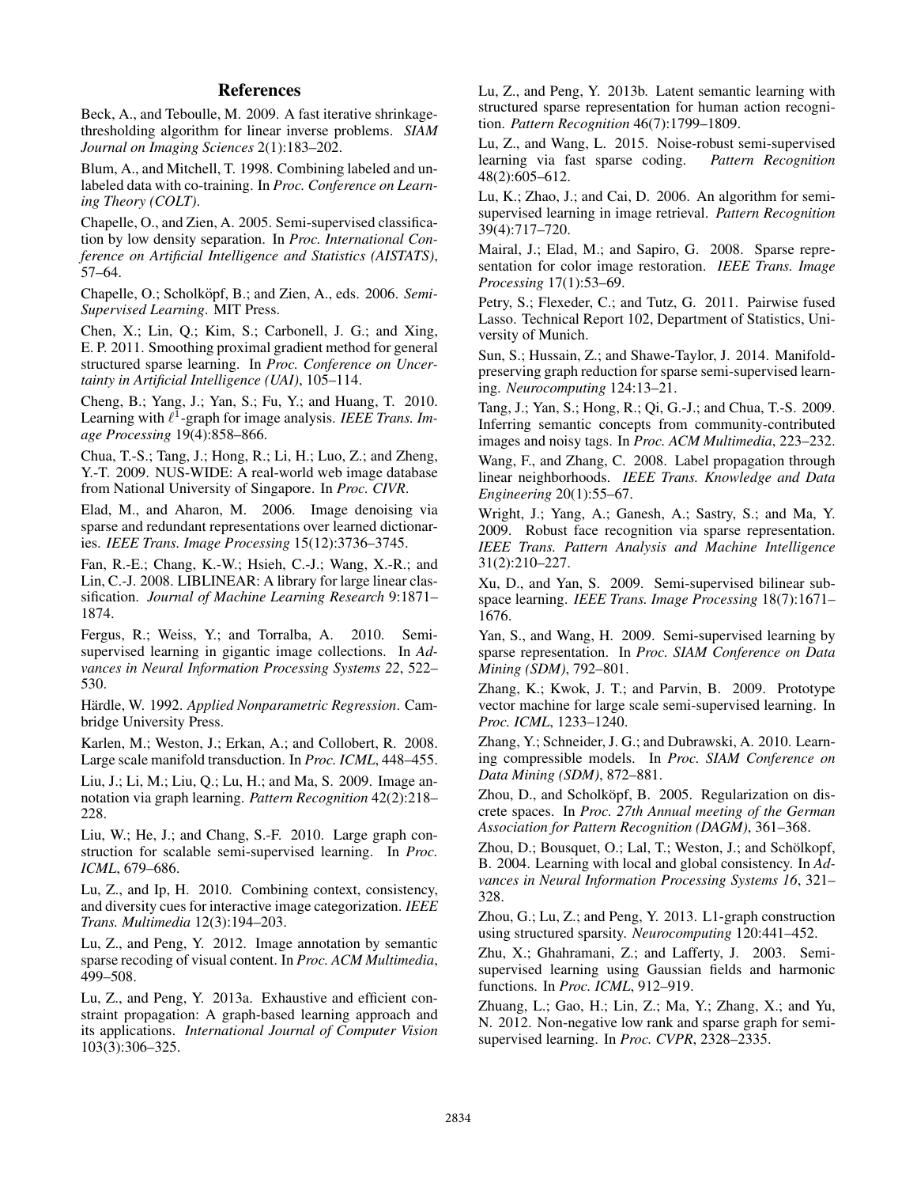## References

Beck, A., and Teboulle, M. 2009. A fast iterative shrinkage-thresholding algorithm for linear inverse problems. *SIAM Journal on Imaging Sciences* 2(1):183–202.

Blum, A., and Mitchell, T. 1998. Combining labeled and unlabeled data with co-training. In *Proc. Conference on Learning Theory (COLT)*.

Chapelle, O., and Zien, A. 2005. Semi-supervised classification by low density separation. In *Proc. International Conference on Artificial Intelligence and Statistics (AISTATS)*, 57–64.

Chapelle, O.; Scholköpf, B.; and Zien, A., eds. 2006. *Semi-Supervised Learning*. MIT Press.

Chen, X.; Lin, Q.; Kim, S.; Carbonell, J. G.; and Xing, E. P. 2011. Smoothing proximal gradient method for general structured sparse learning. In *Proc. Conference on Uncertainty in Artificial Intelligence (UAI)*, 105–114.

Cheng, B.; Yang, J.; Yan, S.; Fu, Y.; and Huang, T. 2010. Learning with $\ell^1$-graph for image analysis. *IEEE Trans. Image Processing* 19(4):858–866.

Chua, T.-S.; Tang, J.; Hong, R.; Li, H.; Luo, Z.; and Zheng, Y.-T. 2009. NUS-WIDE: A real-world web image database from National University of Singapore. In *Proc. CIVR*.

Elad, M., and Aharon, M. 2006. Image denoising via sparse and redundant representations over learned dictionaries. *IEEE Trans. Image Processing* 15(12):3736–3745.

Fan, R.-E.; Chang, K.-W.; Hsieh, C.-J.; Wang, X.-R.; and Lin, C.-J. 2008. LIBLINEAR: A library for large linear classification. *Journal of Machine Learning Research* 9:1871–1874.

Fergus, R.; Weiss, Y.; and Torralba, A. 2010. Semi-supervised learning in gigantic image collections. In *Advances in Neural Information Processing Systems 22*, 522–530.

Härdle, W. 1992. *Applied Nonparametric Regression*. Cambridge University Press.

Karlen, M.; Weston, J.; Erkan, A.; and Collobert, R. 2008. Large scale manifold transduction. In *Proc. ICML*, 448–455.

Liu, J.; Li, M.; Liu, Q.; Lu, H.; and Ma, S. 2009. Image annotation via graph learning. *Pattern Recognition* 42(2):218–228.

Liu, W.; He, J.; and Chang, S.-F. 2010. Large graph construction for scalable semi-supervised learning. In *Proc. ICML*, 679–686.

Lu, Z., and Ip, H. 2010. Combining context, consistency, and diversity cues for interactive image categorization. *IEEE Trans. Multimedia* 12(3):194–203.

Lu, Z., and Peng, Y. 2012. Image annotation by semantic sparse recoding of visual content. In *Proc. ACM Multimedia*, 499–508.

Lu, Z., and Peng, Y. 2013a. Exhaustive and efficient constraint propagation: A graph-based learning approach and its applications. *International Journal of Computer Vision* 103(3):306–325.

Lu, Z., and Peng, Y. 2013b. Latent semantic learning with structured sparse representation for human action recognition. *Pattern Recognition* 46(7):1799–1809.

Lu, Z., and Wang, L. 2015. Noise-robust semi-supervised learning via fast sparse coding. *Pattern Recognition* 48(2):605–612.

Lu, K.; Zhao, J.; and Cai, D. 2006. An algorithm for semi-supervised learning in image retrieval. *Pattern Recognition* 39(4):717–720.

Mairal, J.; Elad, M.; and Sapiro, G. 2008. Sparse representation for color image restoration. *IEEE Trans. Image Processing* 17(1):53–69.

Petry, S.; Flexeder, C.; and Tutz, G. 2011. Pairwise fused Lasso. Technical Report 102, Department of Statistics, University of Munich.

Sun, S.; Hussain, Z.; and Shawe-Taylor, J. 2014. Manifold-preserving graph reduction for sparse semi-supervised learning. *Neurocomputing* 124:13–21.

Tang, J.; Yan, S.; Hong, R.; Qi, G.-J.; and Chua, T.-S. 2009. Inferring semantic concepts from community-contributed images and noisy tags. In *Proc. ACM Multimedia*, 223–232.

Wang, F., and Zhang, C. 2008. Label propagation through linear neighborhoods. *IEEE Trans. Knowledge and Data Engineering* 20(1):55–67.

Wright, J.; Yang, A.; Ganesh, A.; Sastry, S.; and Ma, Y. 2009. Robust face recognition via sparse representation. *IEEE Trans. Pattern Analysis and Machine Intelligence* 31(2):210–227.

Xu, D., and Yan, S. 2009. Semi-supervised bilinear subspace learning. *IEEE Trans. Image Processing* 18(7):1671–1676.

Yan, S., and Wang, H. 2009. Semi-supervised learning by sparse representation. In *Proc. SIAM Conference on Data Mining (SDM)*, 792–801.

Zhang, K.; Kwok, J. T.; and Parvin, B. 2009. Prototype vector machine for large scale semi-supervised learning. In *Proc. ICML*, 1233–1240.

Zhang, Y.; Schneider, J. G.; and Dubrawski, A. 2010. Learning compressible models. In *Proc. SIAM Conference on Data Mining (SDM)*, 872–881.

Zhou, D., and Scholköpf, B. 2005. Regularization on discrete spaces. In *Proc. 27th Annual meeting of the German Association for Pattern Recognition (DAGM)*, 361–368.

Zhou, D.; Bousquet, O.; Lal, T.; Weston, J.; and Schölkopf, B. 2004. Learning with local and global consistency. In *Advances in Neural Information Processing Systems 16*, 321–328.

Zhou, G.; Lu, Z.; and Peng, Y. 2013. L1-graph construction using structured sparsity. *Neurocomputing* 120:441–452.

Zhu, X.; Ghahramani, Z.; and Lafferty, J. 2003. Semi-supervised learning using Gaussian fields and harmonic functions. In *Proc. ICML*, 912–919.

Zhuang, L.; Gao, H.; Lin, Z.; Ma, Y.; Zhang, X.; and Yu, N. 2012. Non-negative low rank and sparse graph for semi-supervised learning. In *Proc. CVPR*, 2328–2335.